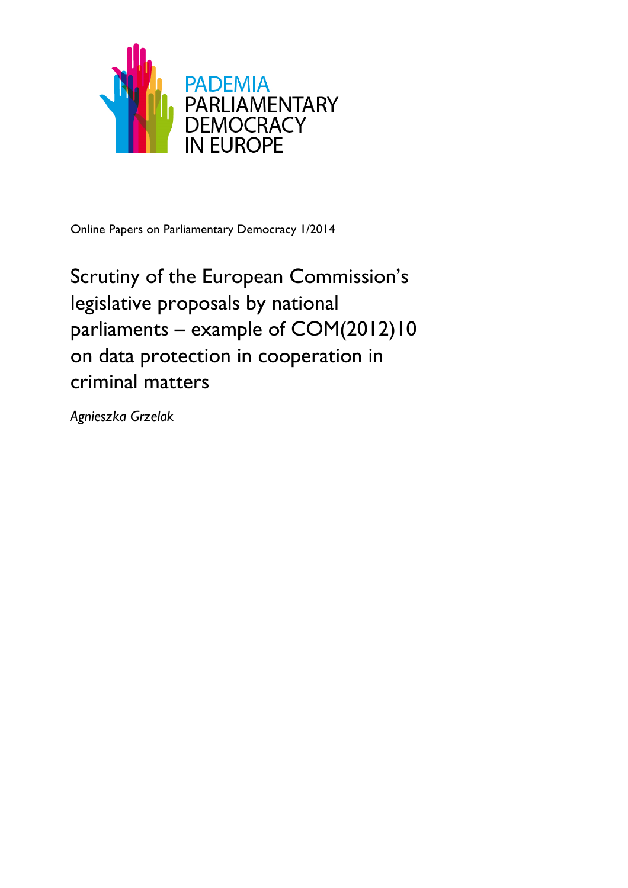PADEMIA
PARLIAMENTARY
DEMOCRACY
IN EUROPE

Online Papers on Parliamentary Democracy 1/2014

# Scrutiny of the European Commission's legislative proposals by national parliaments – example of COM(2012)10 on data protection in cooperation in criminal matters

*Agnieszka Grzelak*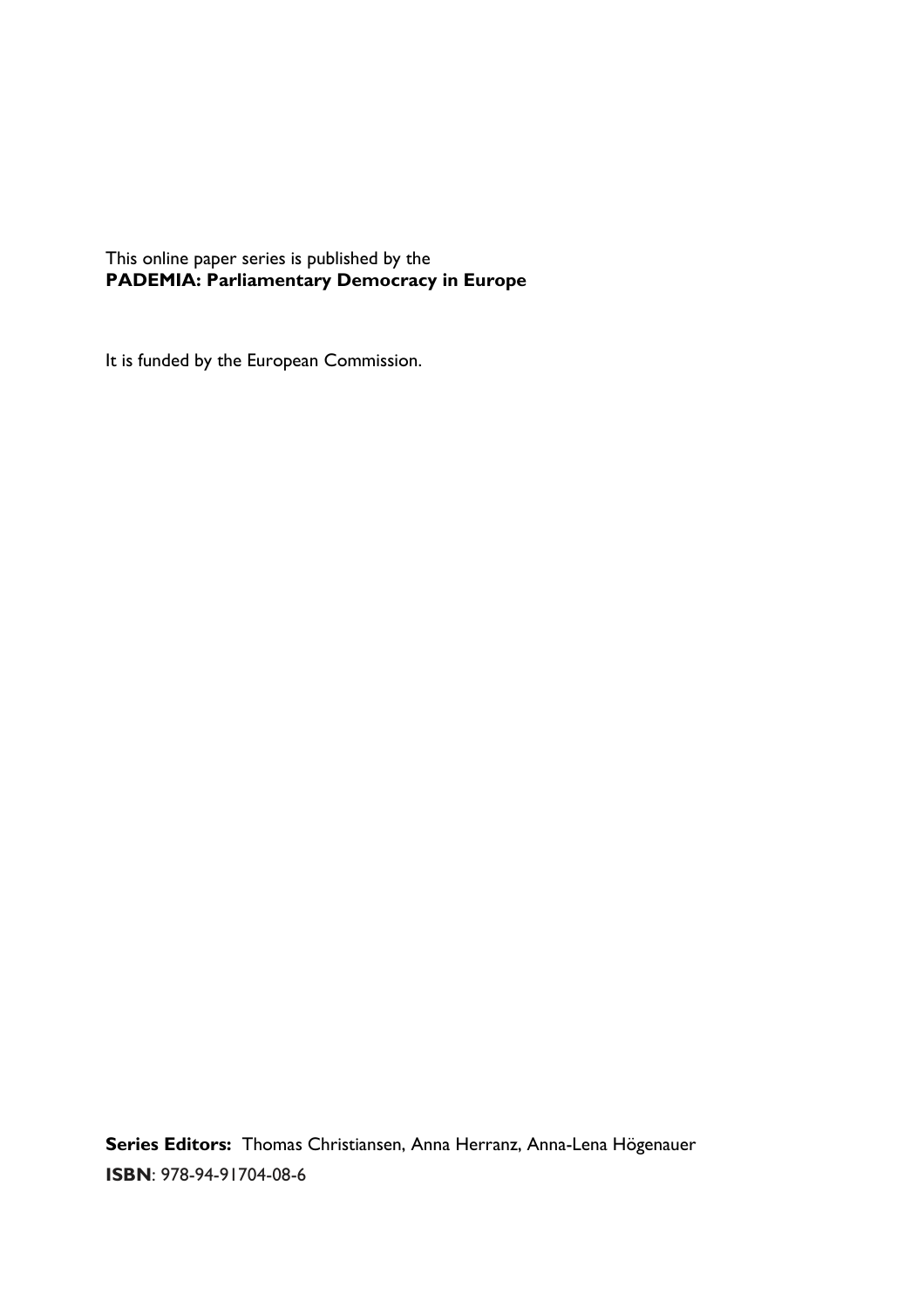This online paper series is published by the
**PADEMIA: Parliamentary Democracy in Europe**

It is funded by the European Commission.

**Series Editors:** Thomas Christiansen, Anna Herranz, Anna-Lena Högenauer

**ISBN**: 978-94-91704-08-6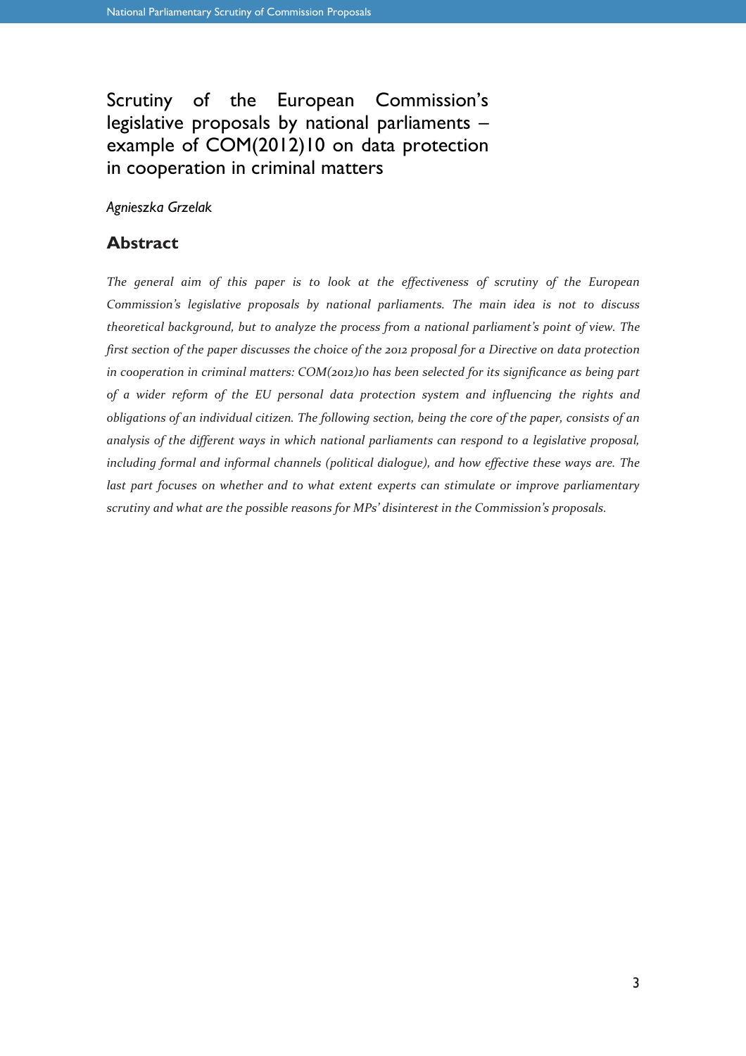# Scrutiny of the European Commission's legislative proposals by national parliaments – example of COM(2012)10 on data protection in cooperation in criminal matters

*Agnieszka Grzelak*

## Abstract

*The general aim of this paper is to look at the effectiveness of scrutiny of the European Commission's legislative proposals by national parliaments. The main idea is not to discuss theoretical background, but to analyze the process from a national parliament's point of view. The first section of the paper discusses the choice of the 2012 proposal for a Directive on data protection in cooperation in criminal matters: COM(2012)10 has been selected for its significance as being part of a wider reform of the EU personal data protection system and influencing the rights and obligations of an individual citizen. The following section, being the core of the paper, consists of an analysis of the different ways in which national parliaments can respond to a legislative proposal, including formal and informal channels (political dialogue), and how effective these ways are. The last part focuses on whether and to what extent experts can stimulate or improve parliamentary scrutiny and what are the possible reasons for MPs' disinterest in the Commission's proposals.*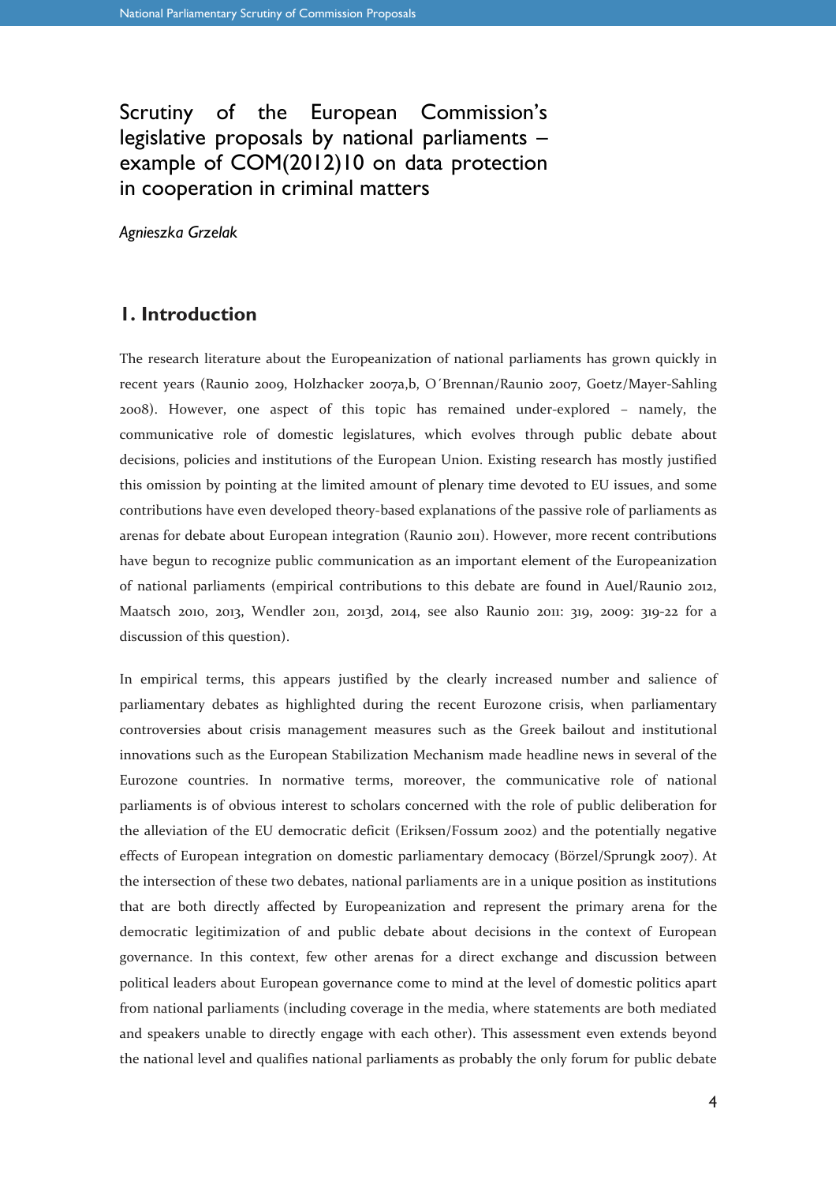# Scrutiny of the European Commission's legislative proposals by national parliaments – example of COM(2012)10 on data protection in cooperation in criminal matters

*Agnieszka Grzelak*

## 1. Introduction

The research literature about the Europeanization of national parliaments has grown quickly in recent years (Raunio 2009, Holzhacker 2007a,b, O´Brennan/Raunio 2007, Goetz/Mayer-Sahling 2008). However, one aspect of this topic has remained under-explored – namely, the communicative role of domestic legislatures, which evolves through public debate about decisions, policies and institutions of the European Union. Existing research has mostly justified this omission by pointing at the limited amount of plenary time devoted to EU issues, and some contributions have even developed theory-based explanations of the passive role of parliaments as arenas for debate about European integration (Raunio 2011). However, more recent contributions have begun to recognize public communication as an important element of the Europeanization of national parliaments (empirical contributions to this debate are found in Auel/Raunio 2012, Maatsch 2010, 2013, Wendler 2011, 2013d, 2014, see also Raunio 2011: 319, 2009: 319-22 for a discussion of this question).

In empirical terms, this appears justified by the clearly increased number and salience of parliamentary debates as highlighted during the recent Eurozone crisis, when parliamentary controversies about crisis management measures such as the Greek bailout and institutional innovations such as the European Stabilization Mechanism made headline news in several of the Eurozone countries. In normative terms, moreover, the communicative role of national parliaments is of obvious interest to scholars concerned with the role of public deliberation for the alleviation of the EU democratic deficit (Eriksen/Fossum 2002) and the potentially negative effects of European integration on domestic parliamentary democracy (Börzel/Sprungk 2007). At the intersection of these two debates, national parliaments are in a unique position as institutions that are both directly affected by Europeanization and represent the primary arena for the democratic legitimization of and public debate about decisions in the context of European governance. In this context, few other arenas for a direct exchange and discussion between political leaders about European governance come to mind at the level of domestic politics apart from national parliaments (including coverage in the media, where statements are both mediated and speakers unable to directly engage with each other). This assessment even extends beyond the national level and qualifies national parliaments as probably the only forum for public debate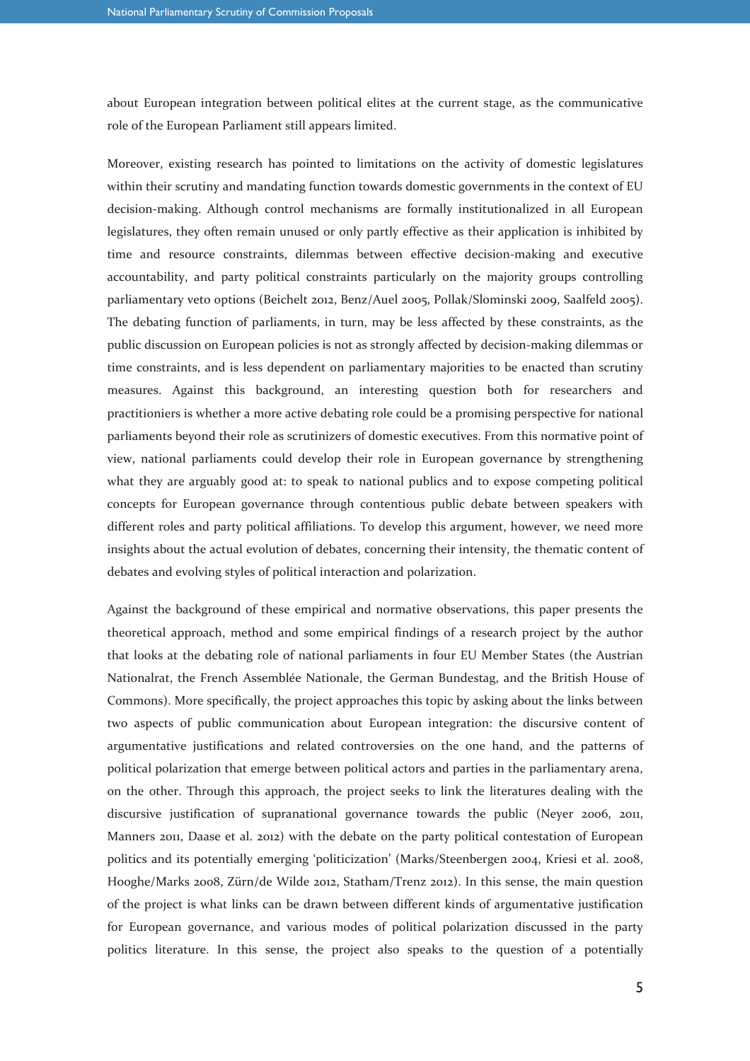about European integration between political elites at the current stage, as the communicative role of the European Parliament still appears limited.

Moreover, existing research has pointed to limitations on the activity of domestic legislatures within their scrutiny and mandating function towards domestic governments in the context of EU decision-making. Although control mechanisms are formally institutionalized in all European legislatures, they often remain unused or only partly effective as their application is inhibited by time and resource constraints, dilemmas between effective decision-making and executive accountability, and party political constraints particularly on the majority groups controlling parliamentary veto options (Beichelt 2012, Benz/Auel 2005, Pollak/Slominski 2009, Saalfeld 2005). The debating function of parliaments, in turn, may be less affected by these constraints, as the public discussion on European policies is not as strongly affected by decision-making dilemmas or time constraints, and is less dependent on parliamentary majorities to be enacted than scrutiny measures. Against this background, an interesting question both for researchers and practitioniers is whether a more active debating role could be a promising perspective for national parliaments beyond their role as scrutinizers of domestic executives. From this normative point of view, national parliaments could develop their role in European governance by strengthening what they are arguably good at: to speak to national publics and to expose competing political concepts for European governance through contentious public debate between speakers with different roles and party political affiliations. To develop this argument, however, we need more insights about the actual evolution of debates, concerning their intensity, the thematic content of debates and evolving styles of political interaction and polarization.

Against the background of these empirical and normative observations, this paper presents the theoretical approach, method and some empirical findings of a research project by the author that looks at the debating role of national parliaments in four EU Member States (the Austrian Nationalrat, the French Assemblée Nationale, the German Bundestag, and the British House of Commons). More specifically, the project approaches this topic by asking about the links between two aspects of public communication about European integration: the discursive content of argumentative justifications and related controversies on the one hand, and the patterns of political polarization that emerge between political actors and parties in the parliamentary arena, on the other. Through this approach, the project seeks to link the literatures dealing with the discursive justification of supranational governance towards the public (Neyer 2006, 2011, Manners 2011, Daase et al. 2012) with the debate on the party political contestation of European politics and its potentially emerging 'politicization' (Marks/Steenbergen 2004, Kriesi et al. 2008, Hooghe/Marks 2008, Zürn/de Wilde 2012, Statham/Trenz 2012). In this sense, the main question of the project is what links can be drawn between different kinds of argumentative justification for European governance, and various modes of political polarization discussed in the party politics literature. In this sense, the project also speaks to the question of a potentially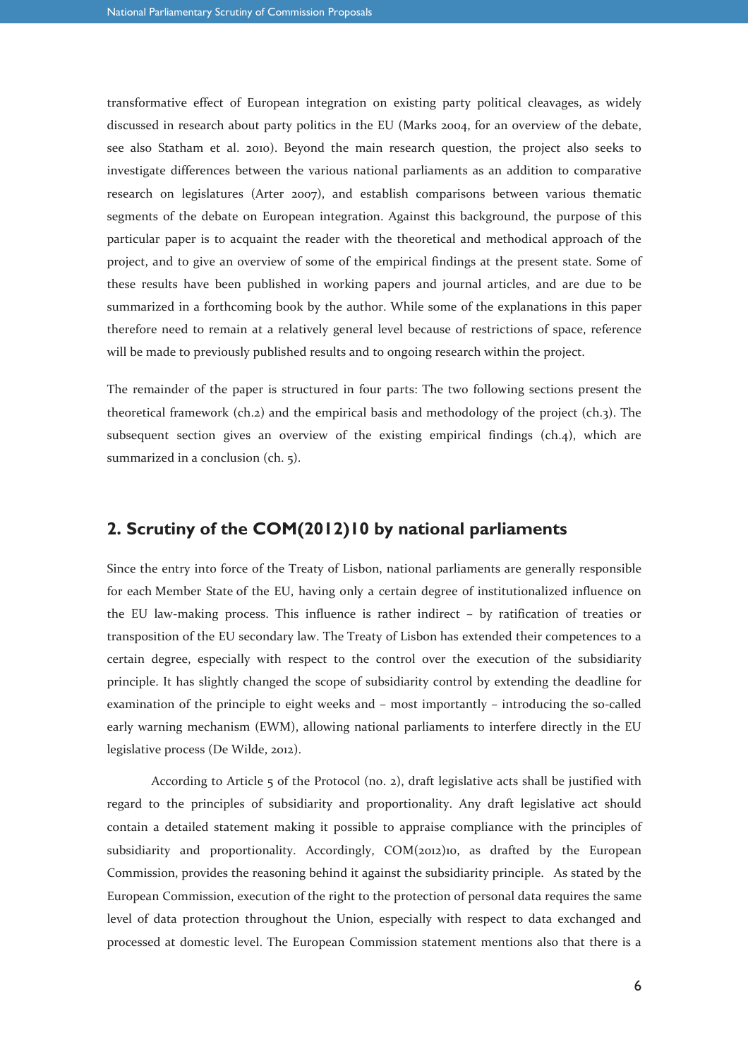transformative effect of European integration on existing party political cleavages, as widely discussed in research about party politics in the EU (Marks 2004, for an overview of the debate, see also Statham et al. 2010). Beyond the main research question, the project also seeks to investigate differences between the various national parliaments as an addition to comparative research on legislatures (Arter 2007), and establish comparisons between various thematic segments of the debate on European integration. Against this background, the purpose of this particular paper is to acquaint the reader with the theoretical and methodical approach of the project, and to give an overview of some of the empirical findings at the present state. Some of these results have been published in working papers and journal articles, and are due to be summarized in a forthcoming book by the author. While some of the explanations in this paper therefore need to remain at a relatively general level because of restrictions of space, reference will be made to previously published results and to ongoing research within the project.

The remainder of the paper is structured in four parts: The two following sections present the theoretical framework (ch.2) and the empirical basis and methodology of the project (ch.3). The subsequent section gives an overview of the existing empirical findings (ch.4), which are summarized in a conclusion (ch. 5).

## 2. Scrutiny of the COM(2012)10 by national parliaments

Since the entry into force of the Treaty of Lisbon, national parliaments are generally responsible for each Member State of the EU, having only a certain degree of institutionalized influence on the EU law-making process. This influence is rather indirect – by ratification of treaties or transposition of the EU secondary law. The Treaty of Lisbon has extended their competences to a certain degree, especially with respect to the control over the execution of the subsidiarity principle. It has slightly changed the scope of subsidiarity control by extending the deadline for examination of the principle to eight weeks and – most importantly – introducing the so-called early warning mechanism (EWM), allowing national parliaments to interfere directly in the EU legislative process (De Wilde, 2012).

According to Article 5 of the Protocol (no. 2), draft legislative acts shall be justified with regard to the principles of subsidiarity and proportionality. Any draft legislative act should contain a detailed statement making it possible to appraise compliance with the principles of subsidiarity and proportionality. Accordingly, COM(2012)10, as drafted by the European Commission, provides the reasoning behind it against the subsidiarity principle. As stated by the European Commission, execution of the right to the protection of personal data requires the same level of data protection throughout the Union, especially with respect to data exchanged and processed at domestic level. The European Commission statement mentions also that there is a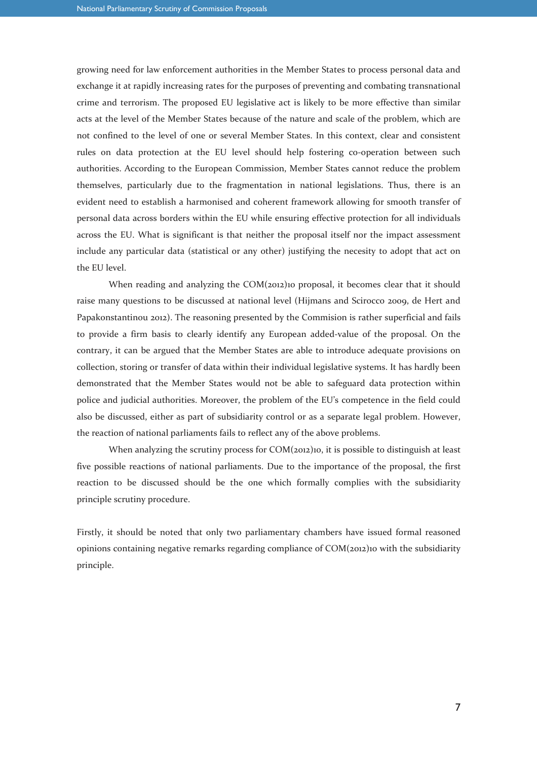growing need for law enforcement authorities in the Member States to process personal data and exchange it at rapidly increasing rates for the purposes of preventing and combating transnational crime and terrorism. The proposed EU legislative act is likely to be more effective than similar acts at the level of the Member States because of the nature and scale of the problem, which are not confined to the level of one or several Member States. In this context, clear and consistent rules on data protection at the EU level should help fostering co-operation between such authorities. According to the European Commission, Member States cannot reduce the problem themselves, particularly due to the fragmentation in national legislations. Thus, there is an evident need to establish a harmonised and coherent framework allowing for smooth transfer of personal data across borders within the EU while ensuring effective protection for all individuals across the EU. What is significant is that neither the proposal itself nor the impact assessment include any particular data (statistical or any other) justifying the necesity to adopt that act on the EU level.

When reading and analyzing the COM(2012)10 proposal, it becomes clear that it should raise many questions to be discussed at national level (Hijmans and Scirocco 2009, de Hert and Papakonstantinou 2012). The reasoning presented by the Commision is rather superficial and fails to provide a firm basis to clearly identify any European added-value of the proposal. On the contrary, it can be argued that the Member States are able to introduce adequate provisions on collection, storing or transfer of data within their individual legislative systems. It has hardly been demonstrated that the Member States would not be able to safeguard data protection within police and judicial authorities. Moreover, the problem of the EU's competence in the field could also be discussed, either as part of subsidiarity control or as a separate legal problem. However, the reaction of national parliaments fails to reflect any of the above problems.

When analyzing the scrutiny process for COM(2012)10, it is possible to distinguish at least five possible reactions of national parliaments. Due to the importance of the proposal, the first reaction to be discussed should be the one which formally complies with the subsidiarity principle scrutiny procedure.

Firstly, it should be noted that only two parliamentary chambers have issued formal reasoned opinions containing negative remarks regarding compliance of COM(2012)10 with the subsidiarity principle.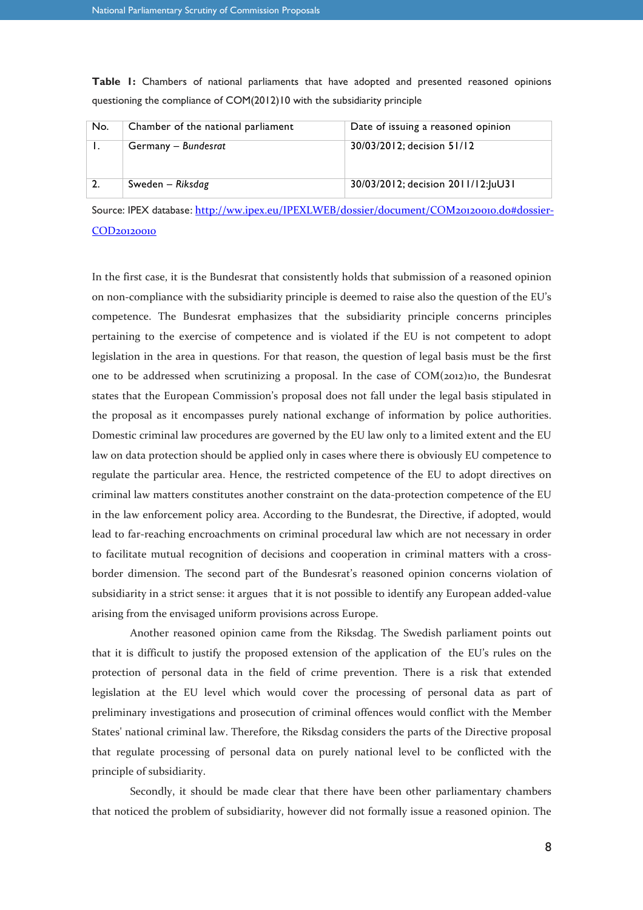**Table 1:** Chambers of national parliaments that have adopted and presented reasoned opinions questioning the compliance of COM(2012)10 with the subsidiarity principle

| No. | Chamber of the national parliament | Date of issuing a reasoned opinion |
| --- | --- | --- |
| 1. | Germany – *Bundesrat* | 30/03/2012; decision 51/12 |
| 2. | Sweden – *Riksdag* | 30/03/2012; decision 2011/12:JuU31 |

Source: IPEX database: [http://ww.ipex.eu/IPEXLWEB/dossier/document/COM20120010.do#dossier-COD20120010](http://ww.ipex.eu/IPEXLWEB/dossier/document/COM20120010.do#dossier-COD20120010)

In the first case, it is the Bundesrat that consistently holds that submission of a reasoned opinion on non-compliance with the subsidiarity principle is deemed to raise also the question of the EU's competence. The Bundesrat emphasizes that the subsidiarity principle concerns principles pertaining to the exercise of competence and is violated if the EU is not competent to adopt legislation in the area in questions. For that reason, the question of legal basis must be the first one to be addressed when scrutinizing a proposal. In the case of COM(2012)10, the Bundesrat states that the European Commission's proposal does not fall under the legal basis stipulated in the proposal as it encompasses purely national exchange of information by police authorities. Domestic criminal law procedures are governed by the EU law only to a limited extent and the EU law on data protection should be applied only in cases where there is obviously EU competence to regulate the particular area. Hence, the restricted competence of the EU to adopt directives on criminal law matters constitutes another constraint on the data-protection competence of the EU in the law enforcement policy area. According to the Bundesrat, the Directive, if adopted, would lead to far-reaching encroachments on criminal procedural law which are not necessary in order to facilitate mutual recognition of decisions and cooperation in criminal matters with a cross-border dimension. The second part of the Bundesrat's reasoned opinion concerns violation of subsidiarity in a strict sense: it argues that it is not possible to identify any European added-value arising from the envisaged uniform provisions across Europe.

Another reasoned opinion came from the Riksdag. The Swedish parliament points out that it is difficult to justify the proposed extension of the application of the EU's rules on the protection of personal data in the field of crime prevention. There is a risk that extended legislation at the EU level which would cover the processing of personal data as part of preliminary investigations and prosecution of criminal offences would conflict with the Member States' national criminal law. Therefore, the Riksdag considers the parts of the Directive proposal that regulate processing of personal data on purely national level to be conflicted with the principle of subsidiarity.

Secondly, it should be made clear that there have been other parliamentary chambers that noticed the problem of subsidiarity, however did not formally issue a reasoned opinion. The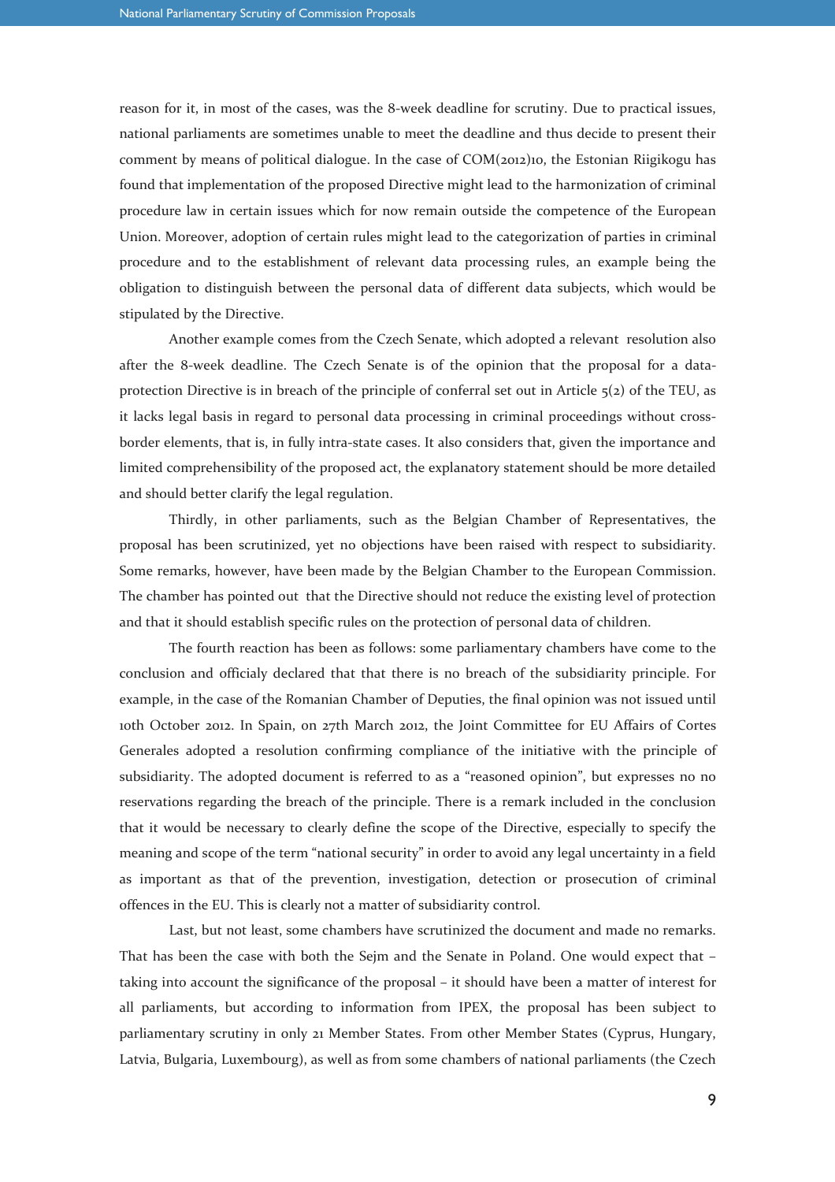reason for it, in most of the cases, was the 8-week deadline for scrutiny. Due to practical issues, national parliaments are sometimes unable to meet the deadline and thus decide to present their comment by means of political dialogue. In the case of COM(2012)10, the Estonian Riigikogu has found that implementation of the proposed Directive might lead to the harmonization of criminal procedure law in certain issues which for now remain outside the competence of the European Union. Moreover, adoption of certain rules might lead to the categorization of parties in criminal procedure and to the establishment of relevant data processing rules, an example being the obligation to distinguish between the personal data of different data subjects, which would be stipulated by the Directive.

Another example comes from the Czech Senate, which adopted a relevant resolution also after the 8-week deadline. The Czech Senate is of the opinion that the proposal for a data-protection Directive is in breach of the principle of conferral set out in Article 5(2) of the TEU, as it lacks legal basis in regard to personal data processing in criminal proceedings without cross-border elements, that is, in fully intra-state cases. It also considers that, given the importance and limited comprehensibility of the proposed act, the explanatory statement should be more detailed and should better clarify the legal regulation.

Thirdly, in other parliaments, such as the Belgian Chamber of Representatives, the proposal has been scrutinized, yet no objections have been raised with respect to subsidiarity. Some remarks, however, have been made by the Belgian Chamber to the European Commission. The chamber has pointed out that the Directive should not reduce the existing level of protection and that it should establish specific rules on the protection of personal data of children.

The fourth reaction has been as follows: some parliamentary chambers have come to the conclusion and officialy declared that that there is no breach of the subsidiarity principle. For example, in the case of the Romanian Chamber of Deputies, the final opinion was not issued until 10th October 2012. In Spain, on 27th March 2012, the Joint Committee for EU Affairs of Cortes Generales adopted a resolution confirming compliance of the initiative with the principle of subsidiarity. The adopted document is referred to as a "reasoned opinion", but expresses no no reservations regarding the breach of the principle. There is a remark included in the conclusion that it would be necessary to clearly define the scope of the Directive, especially to specify the meaning and scope of the term "national security" in order to avoid any legal uncertainty in a field as important as that of the prevention, investigation, detection or prosecution of criminal offences in the EU. This is clearly not a matter of subsidiarity control.

Last, but not least, some chambers have scrutinized the document and made no remarks. That has been the case with both the Sejm and the Senate in Poland. One would expect that – taking into account the significance of the proposal – it should have been a matter of interest for all parliaments, but according to information from IPEX, the proposal has been subject to parliamentary scrutiny in only 21 Member States. From other Member States (Cyprus, Hungary, Latvia, Bulgaria, Luxembourg), as well as from some chambers of national parliaments (the Czech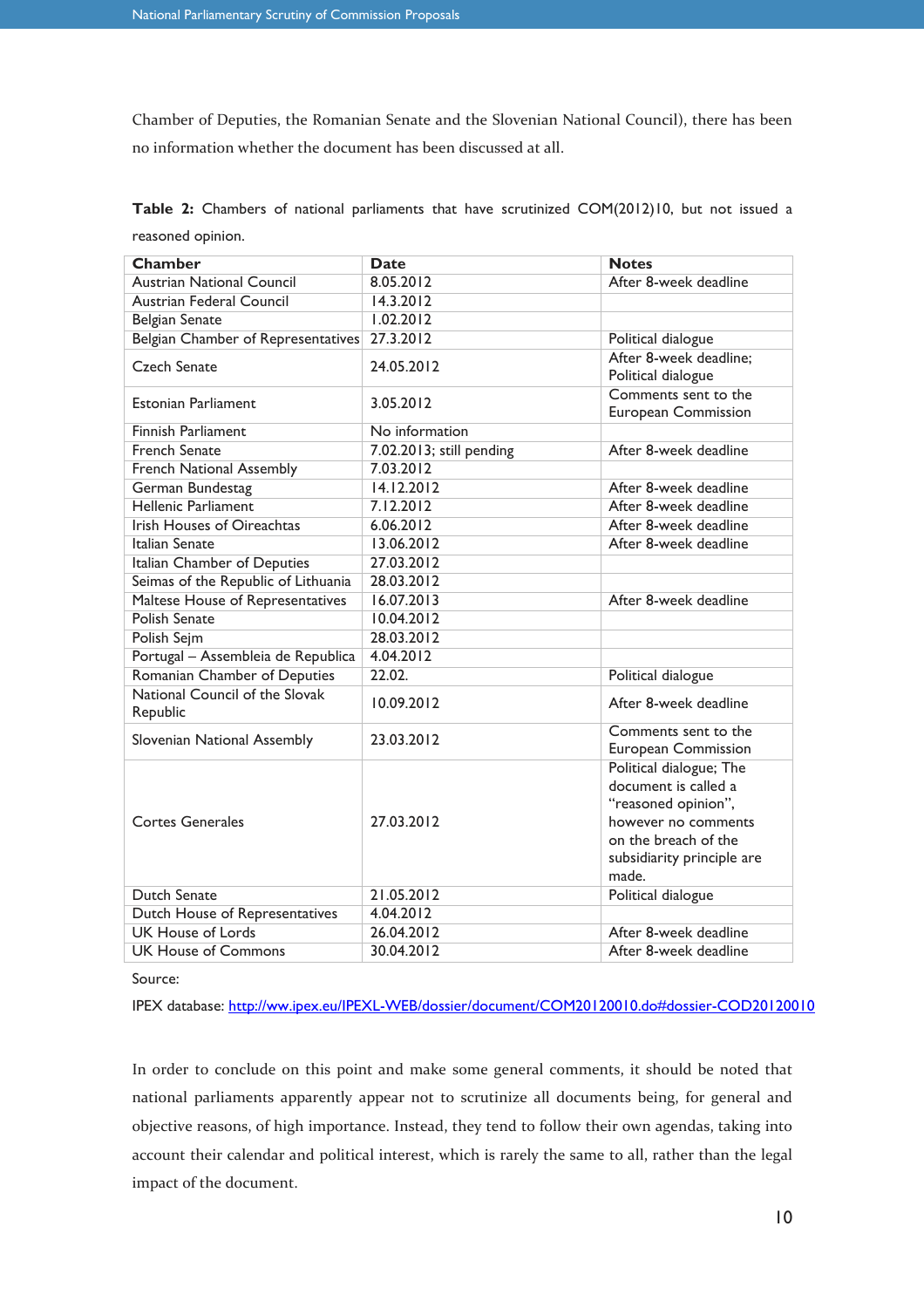Chamber of Deputies, the Romanian Senate and the Slovenian National Council), there has been no information whether the document has been discussed at all.

**Table 2:** Chambers of national parliaments that have scrutinized COM(2012)10, but not issued a reasoned opinion.

| Chamber | Date | Notes |
|---|---|---|
| Austrian National Council | 8.05.2012 | After 8-week deadline |
| Austrian Federal Council | 14.3.2012 | |
| Belgian Senate | 1.02.2012 | |
| Belgian Chamber of Representatives | 27.3.2012 | Political dialogue |
| Czech Senate | 24.05.2012 | After 8-week deadline; Political dialogue |
| Estonian Parliament | 3.05.2012 | Comments sent to the European Commission |
| Finnish Parliament | No information | |
| French Senate | 7.02.2013; still pending | After 8-week deadline |
| French National Assembly | 7.03.2012 | |
| German Bundestag | 14.12.2012 | After 8-week deadline |
| Hellenic Parliament | 7.12.2012 | After 8-week deadline |
| Irish Houses of Oireachtas | 6.06.2012 | After 8-week deadline |
| Italian Senate | 13.06.2012 | After 8-week deadline |
| Italian Chamber of Deputies | 27.03.2012 | |
| Seimas of the Republic of Lithuania | 28.03.2012 | |
| Maltese House of Representatives | 16.07.2013 | After 8-week deadline |
| Polish Senate | 10.04.2012 | |
| Polish Sejm | 28.03.2012 | |
| Portugal – Assembleia de Republica | 4.04.2012 | |
| Romanian Chamber of Deputies | 22.02. | Political dialogue |
| National Council of the Slovak Republic | 10.09.2012 | After 8-week deadline |
| Slovenian National Assembly | 23.03.2012 | Comments sent to the European Commission |
| Cortes Generales | 27.03.2012 | Political dialogue; The document is called a "reasoned opinion", however no comments on the breach of the subsidiarity principle are made. |
| Dutch Senate | 21.05.2012 | Political dialogue |
| Dutch House of Representatives | 4.04.2012 | |
| UK House of Lords | 26.04.2012 | After 8-week deadline |
| UK House of Commons | 30.04.2012 | After 8-week deadline |

Source:

IPEX database: [http://ww.ipex.eu/IPEXL-WEB/dossier/document/COM20120010.do#dossier-COD20120010](http://ww.ipex.eu/IPEXL-WEB/dossier/document/COM20120010.do#dossier-COD20120010)

In order to conclude on this point and make some general comments, it should be noted that national parliaments apparently appear not to scrutinize all documents being, for general and objective reasons, of high importance. Instead, they tend to follow their own agendas, taking into account their calendar and political interest, which is rarely the same to all, rather than the legal impact of the document.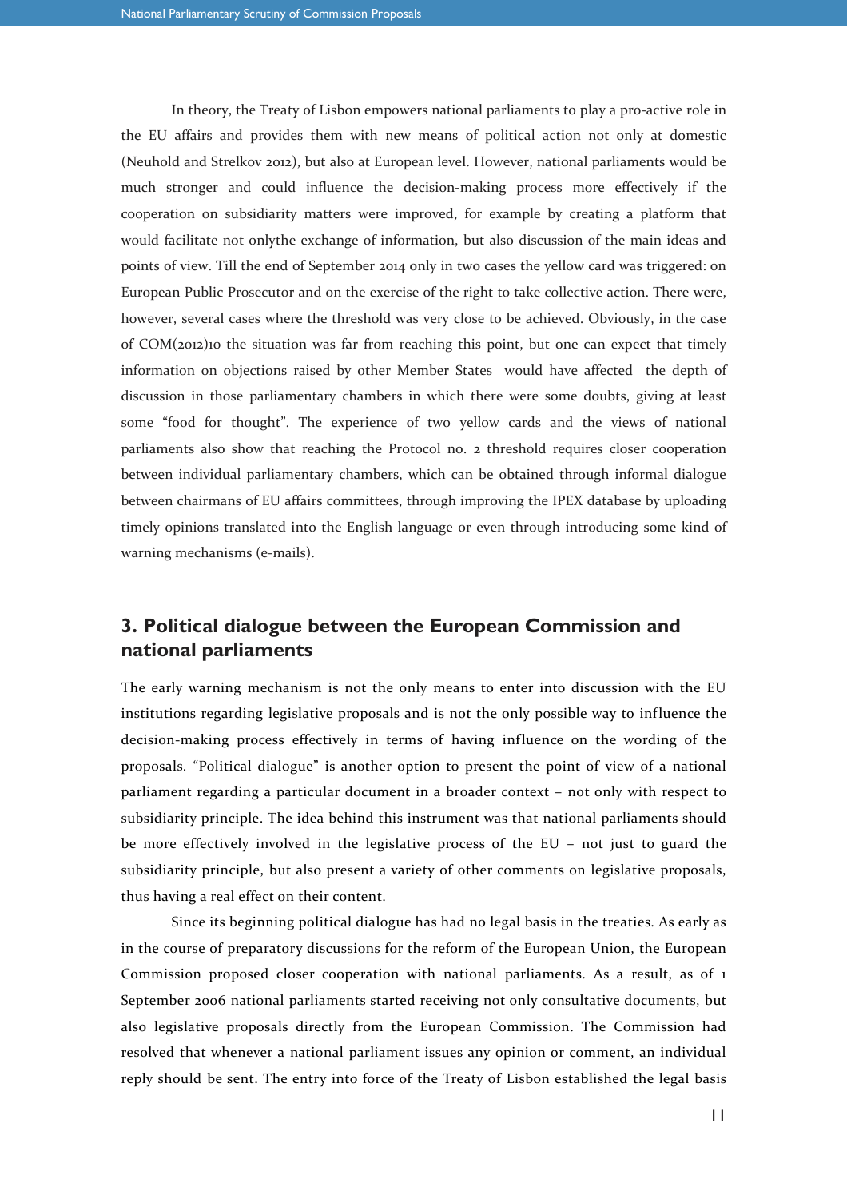In theory, the Treaty of Lisbon empowers national parliaments to play a pro-active role in the EU affairs and provides them with new means of political action not only at domestic (Neuhold and Strelkov 2012), but also at European level. However, national parliaments would be much stronger and could influence the decision-making process more effectively if the cooperation on subsidiarity matters were improved, for example by creating a platform that would facilitate not onlythe exchange of information, but also discussion of the main ideas and points of view. Till the end of September 2014 only in two cases the yellow card was triggered: on European Public Prosecutor and on the exercise of the right to take collective action. There were, however, several cases where the threshold was very close to be achieved. Obviously, in the case of COM(2012)10 the situation was far from reaching this point, but one can expect that timely information on objections raised by other Member States would have affected the depth of discussion in those parliamentary chambers in which there were some doubts, giving at least some "food for thought". The experience of two yellow cards and the views of national parliaments also show that reaching the Protocol no. 2 threshold requires closer cooperation between individual parliamentary chambers, which can be obtained through informal dialogue between chairmans of EU affairs committees, through improving the IPEX database by uploading timely opinions translated into the English language or even through introducing some kind of warning mechanisms (e-mails).

## 3. Political dialogue between the European Commission and national parliaments

The early warning mechanism is not the only means to enter into discussion with the EU institutions regarding legislative proposals and is not the only possible way to influence the decision-making process effectively in terms of having influence on the wording of the proposals. "Political dialogue" is another option to present the point of view of a national parliament regarding a particular document in a broader context – not only with respect to subsidiarity principle. The idea behind this instrument was that national parliaments should be more effectively involved in the legislative process of the EU – not just to guard the subsidiarity principle, but also present a variety of other comments on legislative proposals, thus having a real effect on their content.

Since its beginning political dialogue has had no legal basis in the treaties. As early as in the course of preparatory discussions for the reform of the European Union, the European Commission proposed closer cooperation with national parliaments. As a result, as of 1 September 2006 national parliaments started receiving not only consultative documents, but also legislative proposals directly from the European Commission. The Commission had resolved that whenever a national parliament issues any opinion or comment, an individual reply should be sent. The entry into force of the Treaty of Lisbon established the legal basis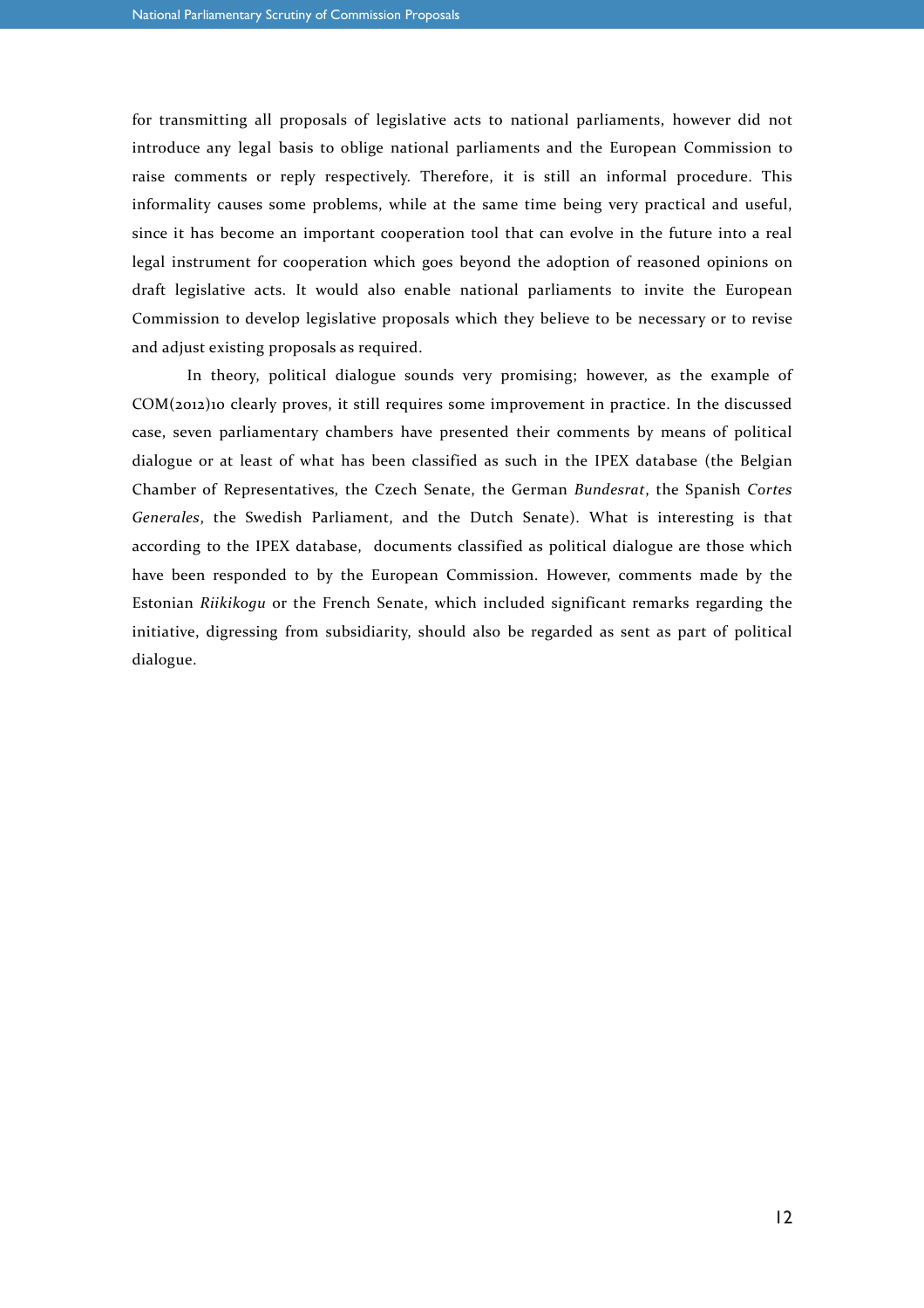for transmitting all proposals of legislative acts to national parliaments, however did not introduce any legal basis to oblige national parliaments and the European Commission to raise comments or reply respectively. Therefore, it is still an informal procedure. This informality causes some problems, while at the same time being very practical and useful, since it has become an important cooperation tool that can evolve in the future into a real legal instrument for cooperation which goes beyond the adoption of reasoned opinions on draft legislative acts. It would also enable national parliaments to invite the European Commission to develop legislative proposals which they believe to be necessary or to revise and adjust existing proposals as required.

In theory, political dialogue sounds very promising; however, as the example of COM(2012)10 clearly proves, it still requires some improvement in practice. In the discussed case, seven parliamentary chambers have presented their comments by means of political dialogue or at least of what has been classified as such in the IPEX database (the Belgian Chamber of Representatives, the Czech Senate, the German *Bundesrat*, the Spanish *Cortes Generales*, the Swedish Parliament, and the Dutch Senate). What is interesting is that according to the IPEX database, documents classified as political dialogue are those which have been responded to by the European Commission. However, comments made by the Estonian *Riikikogu* or the French Senate, which included significant remarks regarding the initiative, digressing from subsidiarity, should also be regarded as sent as part of political dialogue.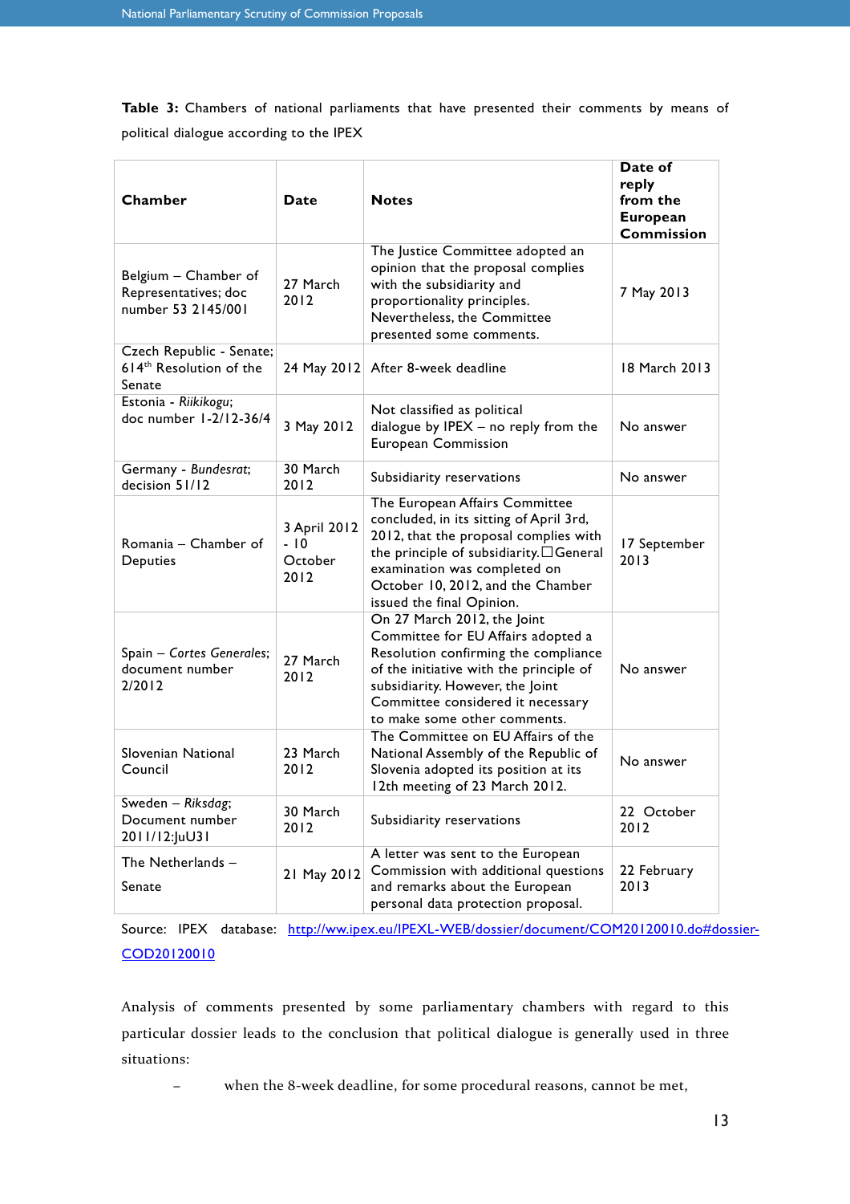**Table 3:** Chambers of national parliaments that have presented their comments by means of political dialogue according to the IPEX

| Chamber | Date | Notes | Date of reply from the European Commission |
|---|---|---|---|
| Belgium – Chamber of Representatives; doc number 53 2145/001 | 27 March 2012 | The Justice Committee adopted an opinion that the proposal complies with the subsidiarity and proportionality principles. Nevertheless, the Committee presented some comments. | 7 May 2013 |
| Czech Republic - Senate; 614th Resolution of the Senate | 24 May 2012 | After 8-week deadline | 18 March 2013 |
| Estonia - *Riikikogu*; doc number 1-2/12-36/4 | 3 May 2012 | Not classified as political dialogue by IPEX – no reply from the European Commission | No answer |
| Germany - *Bundesrat*; decision 51/12 | 30 March 2012 | Subsidiarity reservations | No answer |
| Romania – Chamber of Deputies | 3 April 2012 - 10 October 2012 | The European Affairs Committee concluded, in its sitting of April 3rd, 2012, that the proposal complies with the principle of subsidiarity. General examination was completed on October 10, 2012, and the Chamber issued the final Opinion. | 17 September 2013 |
| Spain – *Cortes Generales*; document number 2/2012 | 27 March 2012 | On 27 March 2012, the Joint Committee for EU Affairs adopted a Resolution confirming the compliance of the initiative with the principle of subsidiarity. However, the Joint Committee considered it necessary to make some other comments. | No answer |
| Slovenian National Council | 23 March 2012 | The Committee on EU Affairs of the National Assembly of the Republic of Slovenia adopted its position at its 12th meeting of 23 March 2012. | No answer |
| Sweden – *Riksdag*; Document number 2011/12:JuU31 | 30 March 2012 | Subsidiarity reservations | 22 October 2012 |
| The Netherlands – Senate | 21 May 2012 | A letter was sent to the European Commission with additional questions and remarks about the European personal data protection proposal. | 22 February 2013 |

Source: IPEX database: http://ww.ipex.eu/IPEXL-WEB/dossier/document/COM20120010.do#dossier-COD20120010

Analysis of comments presented by some parliamentary chambers with regard to this particular dossier leads to the conclusion that political dialogue is generally used in three situations:

– when the 8-week deadline, for some procedural reasons, cannot be met,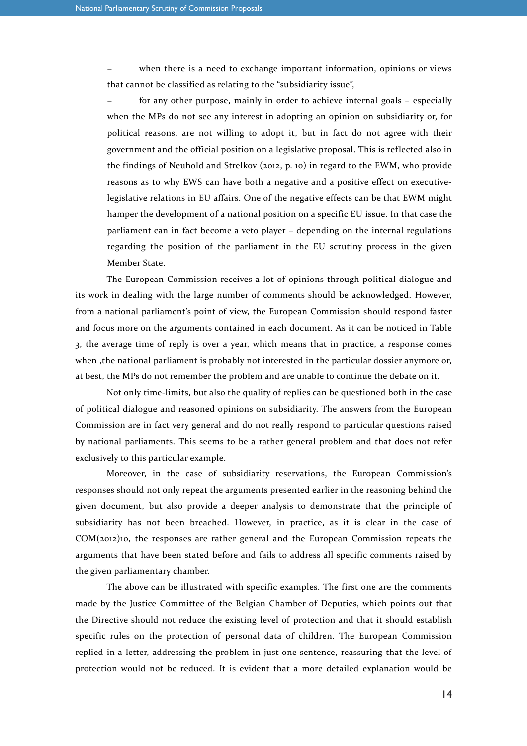– when there is a need to exchange important information, opinions or views that cannot be classified as relating to the "subsidiarity issue",

– for any other purpose, mainly in order to achieve internal goals – especially when the MPs do not see any interest in adopting an opinion on subsidiarity or, for political reasons, are not willing to adopt it, but in fact do not agree with their government and the official position on a legislative proposal. This is reflected also in the findings of Neuhold and Strelkov (2012, p. 10) in regard to the EWM, who provide reasons as to why EWS can have both a negative and a positive effect on executive-legislative relations in EU affairs. One of the negative effects can be that EWM might hamper the development of a national position on a specific EU issue. In that case the parliament can in fact become a veto player – depending on the internal regulations regarding the position of the parliament in the EU scrutiny process in the given Member State.

The European Commission receives a lot of opinions through political dialogue and its work in dealing with the large number of comments should be acknowledged. However, from a national parliament's point of view, the European Commission should respond faster and focus more on the arguments contained in each document. As it can be noticed in Table 3, the average time of reply is over a year, which means that in practice, a response comes when ,the national parliament is probably not interested in the particular dossier anymore or, at best, the MPs do not remember the problem and are unable to continue the debate on it.

Not only time-limits, but also the quality of replies can be questioned both in the case of political dialogue and reasoned opinions on subsidiarity. The answers from the European Commission are in fact very general and do not really respond to particular questions raised by national parliaments. This seems to be a rather general problem and that does not refer exclusively to this particular example.

Moreover, in the case of subsidiarity reservations, the European Commission's responses should not only repeat the arguments presented earlier in the reasoning behind the given document, but also provide a deeper analysis to demonstrate that the principle of subsidiarity has not been breached. However, in practice, as it is clear in the case of COM(2012)10, the responses are rather general and the European Commission repeats the arguments that have been stated before and fails to address all specific comments raised by the given parliamentary chamber.

The above can be illustrated with specific examples. The first one are the comments made by the Justice Committee of the Belgian Chamber of Deputies, which points out that the Directive should not reduce the existing level of protection and that it should establish specific rules on the protection of personal data of children. The European Commission replied in a letter, addressing the problem in just one sentence, reassuring that the level of protection would not be reduced. It is evident that a more detailed explanation would be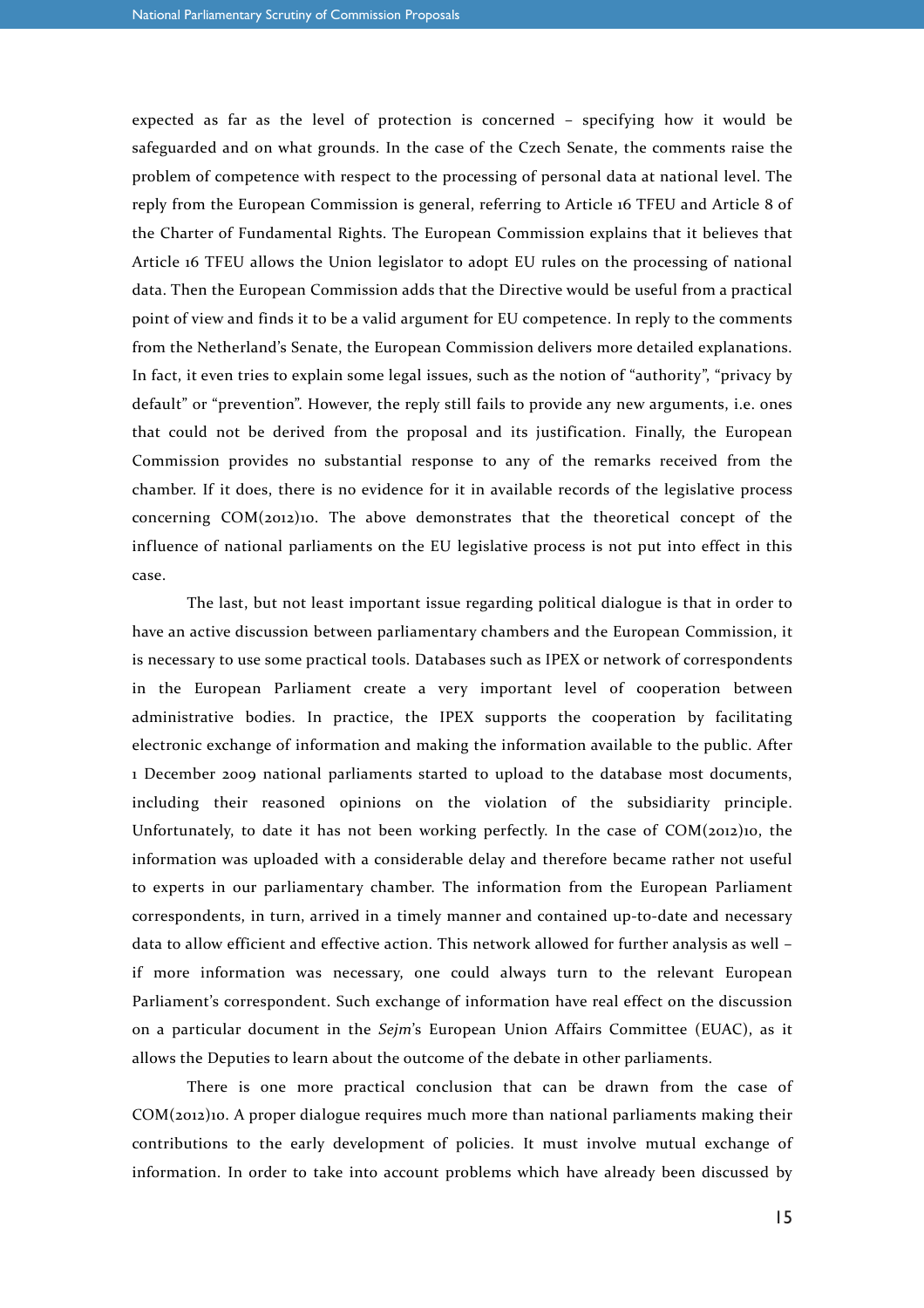expected as far as the level of protection is concerned – specifying how it would be safeguarded and on what grounds. In the case of the Czech Senate, the comments raise the problem of competence with respect to the processing of personal data at national level. The reply from the European Commission is general, referring to Article 16 TFEU and Article 8 of the Charter of Fundamental Rights. The European Commission explains that it believes that Article 16 TFEU allows the Union legislator to adopt EU rules on the processing of national data. Then the European Commission adds that the Directive would be useful from a practical point of view and finds it to be a valid argument for EU competence. In reply to the comments from the Netherland's Senate, the European Commission delivers more detailed explanations. In fact, it even tries to explain some legal issues, such as the notion of "authority", "privacy by default" or "prevention". However, the reply still fails to provide any new arguments, i.e. ones that could not be derived from the proposal and its justification. Finally, the European Commission provides no substantial response to any of the remarks received from the chamber. If it does, there is no evidence for it in available records of the legislative process concerning COM(2012)10. The above demonstrates that the theoretical concept of the influence of national parliaments on the EU legislative process is not put into effect in this case.

The last, but not least important issue regarding political dialogue is that in order to have an active discussion between parliamentary chambers and the European Commission, it is necessary to use some practical tools. Databases such as IPEX or network of correspondents in the European Parliament create a very important level of cooperation between administrative bodies. In practice, the IPEX supports the cooperation by facilitating electronic exchange of information and making the information available to the public. After 1 December 2009 national parliaments started to upload to the database most documents, including their reasoned opinions on the violation of the subsidiarity principle. Unfortunately, to date it has not been working perfectly. In the case of COM(2012)10, the information was uploaded with a considerable delay and therefore became rather not useful to experts in our parliamentary chamber. The information from the European Parliament correspondents, in turn, arrived in a timely manner and contained up-to-date and necessary data to allow efficient and effective action. This network allowed for further analysis as well – if more information was necessary, one could always turn to the relevant European Parliament's correspondent. Such exchange of information have real effect on the discussion on a particular document in the *Sejm*'s European Union Affairs Committee (EUAC), as it allows the Deputies to learn about the outcome of the debate in other parliaments.

There is one more practical conclusion that can be drawn from the case of COM(2012)10. A proper dialogue requires much more than national parliaments making their contributions to the early development of policies. It must involve mutual exchange of information. In order to take into account problems which have already been discussed by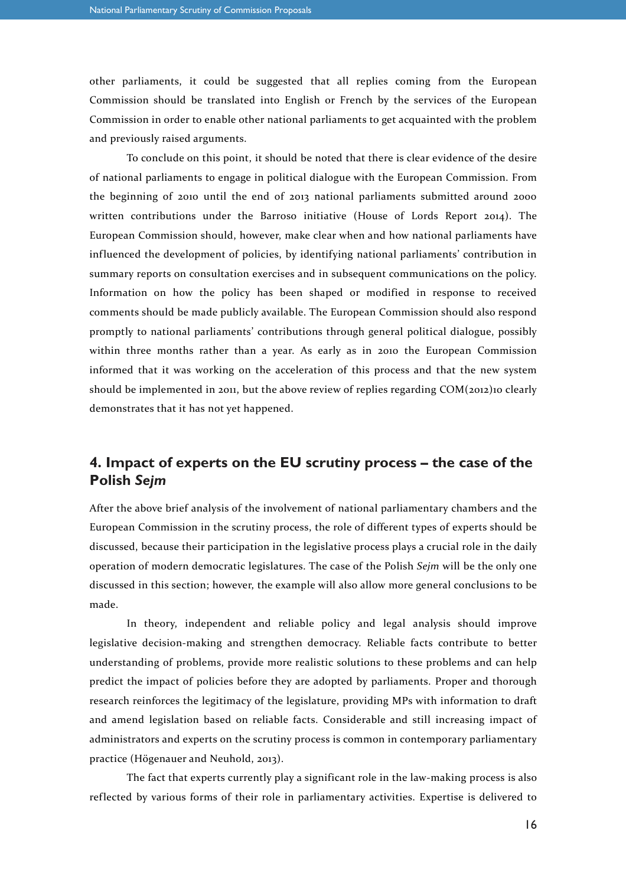other parliaments, it could be suggested that all replies coming from the European Commission should be translated into English or French by the services of the European Commission in order to enable other national parliaments to get acquainted with the problem and previously raised arguments.

To conclude on this point, it should be noted that there is clear evidence of the desire of national parliaments to engage in political dialogue with the European Commission. From the beginning of 2010 until the end of 2013 national parliaments submitted around 2000 written contributions under the Barroso initiative (House of Lords Report 2014). The European Commission should, however, make clear when and how national parliaments have influenced the development of policies, by identifying national parliaments' contribution in summary reports on consultation exercises and in subsequent communications on the policy. Information on how the policy has been shaped or modified in response to received comments should be made publicly available. The European Commission should also respond promptly to national parliaments' contributions through general political dialogue, possibly within three months rather than a year. As early as in 2010 the European Commission informed that it was working on the acceleration of this process and that the new system should be implemented in 2011, but the above review of replies regarding COM(2012)10 clearly demonstrates that it has not yet happened.

## 4. Impact of experts on the EU scrutiny process – the case of the Polish *Sejm*

After the above brief analysis of the involvement of national parliamentary chambers and the European Commission in the scrutiny process, the role of different types of experts should be discussed, because their participation in the legislative process plays a crucial role in the daily operation of modern democratic legislatures. The case of the Polish *Sejm* will be the only one discussed in this section; however, the example will also allow more general conclusions to be made.

In theory, independent and reliable policy and legal analysis should improve legislative decision-making and strengthen democracy. Reliable facts contribute to better understanding of problems, provide more realistic solutions to these problems and can help predict the impact of policies before they are adopted by parliaments. Proper and thorough research reinforces the legitimacy of the legislature, providing MPs with information to draft and amend legislation based on reliable facts. Considerable and still increasing impact of administrators and experts on the scrutiny process is common in contemporary parliamentary practice (Högenauer and Neuhold, 2013).

The fact that experts currently play a significant role in the law-making process is also reflected by various forms of their role in parliamentary activities. Expertise is delivered to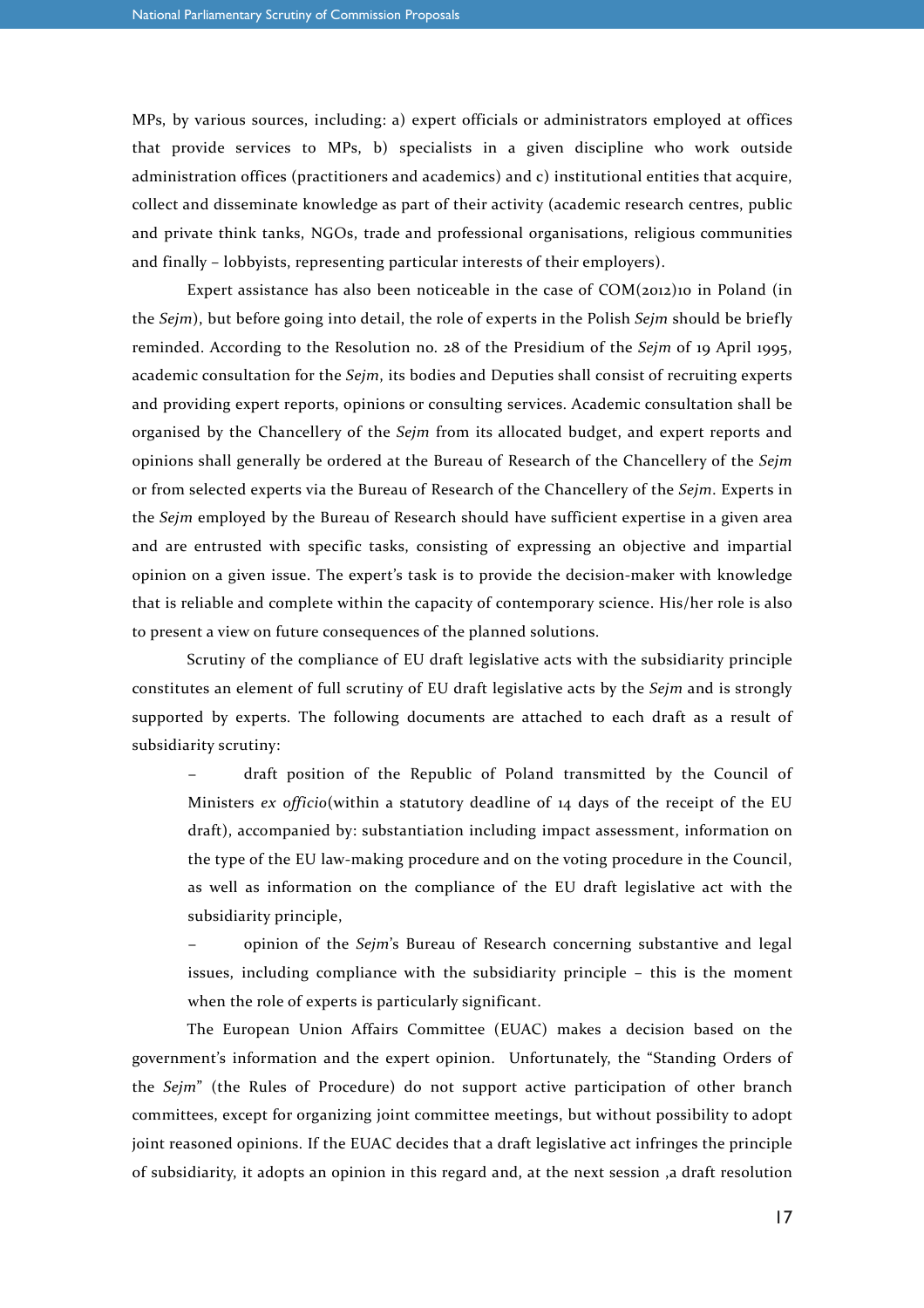MPs, by various sources, including: a) expert officials or administrators employed at offices that provide services to MPs, b) specialists in a given discipline who work outside administration offices (practitioners and academics) and c) institutional entities that acquire, collect and disseminate knowledge as part of their activity (academic research centres, public and private think tanks, NGOs, trade and professional organisations, religious communities and finally – lobbyists, representing particular interests of their employers).

Expert assistance has also been noticeable in the case of COM(2012)10 in Poland (in the *Sejm*), but before going into detail, the role of experts in the Polish *Sejm* should be briefly reminded. According to the Resolution no. 28 of the Presidium of the *Sejm* of 19 April 1995, academic consultation for the *Sejm*, its bodies and Deputies shall consist of recruiting experts and providing expert reports, opinions or consulting services. Academic consultation shall be organised by the Chancellery of the *Sejm* from its allocated budget, and expert reports and opinions shall generally be ordered at the Bureau of Research of the Chancellery of the *Sejm* or from selected experts via the Bureau of Research of the Chancellery of the *Sejm*. Experts in the *Sejm* employed by the Bureau of Research should have sufficient expertise in a given area and are entrusted with specific tasks, consisting of expressing an objective and impartial opinion on a given issue. The expert's task is to provide the decision-maker with knowledge that is reliable and complete within the capacity of contemporary science. His/her role is also to present a view on future consequences of the planned solutions.

Scrutiny of the compliance of EU draft legislative acts with the subsidiarity principle constitutes an element of full scrutiny of EU draft legislative acts by the *Sejm* and is strongly supported by experts. The following documents are attached to each draft as a result of subsidiarity scrutiny:

- draft position of the Republic of Poland transmitted by the Council of Ministers *ex officio*(within a statutory deadline of 14 days of the receipt of the EU draft), accompanied by: substantiation including impact assessment, information on the type of the EU law-making procedure and on the voting procedure in the Council, as well as information on the compliance of the EU draft legislative act with the subsidiarity principle,
- opinion of the *Sejm*'s Bureau of Research concerning substantive and legal issues, including compliance with the subsidiarity principle – this is the moment when the role of experts is particularly significant.

The European Union Affairs Committee (EUAC) makes a decision based on the government's information and the expert opinion. Unfortunately, the "Standing Orders of the *Sejm*" (the Rules of Procedure) do not support active participation of other branch committees, except for organizing joint committee meetings, but without possibility to adopt joint reasoned opinions. If the EUAC decides that a draft legislative act infringes the principle of subsidiarity, it adopts an opinion in this regard and, at the next session ,a draft resolution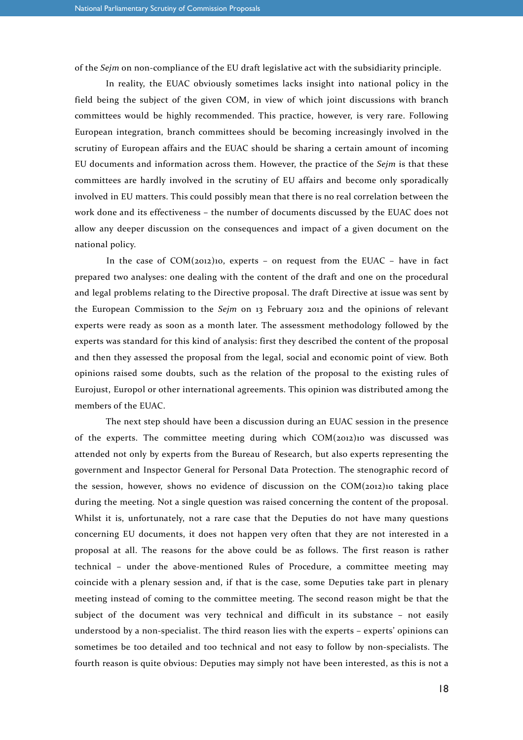of the *Sejm* on non-compliance of the EU draft legislative act with the subsidiarity principle.

In reality, the EUAC obviously sometimes lacks insight into national policy in the field being the subject of the given COM, in view of which joint discussions with branch committees would be highly recommended. This practice, however, is very rare. Following European integration, branch committees should be becoming increasingly involved in the scrutiny of European affairs and the EUAC should be sharing a certain amount of incoming EU documents and information across them. However, the practice of the *Sejm* is that these committees are hardly involved in the scrutiny of EU affairs and become only sporadically involved in EU matters. This could possibly mean that there is no real correlation between the work done and its effectiveness – the number of documents discussed by the EUAC does not allow any deeper discussion on the consequences and impact of a given document on the national policy.

In the case of COM(2012)10, experts – on request from the EUAC – have in fact prepared two analyses: one dealing with the content of the draft and one on the procedural and legal problems relating to the Directive proposal. The draft Directive at issue was sent by the European Commission to the *Sejm* on 13 February 2012 and the opinions of relevant experts were ready as soon as a month later. The assessment methodology followed by the experts was standard for this kind of analysis: first they described the content of the proposal and then they assessed the proposal from the legal, social and economic point of view. Both opinions raised some doubts, such as the relation of the proposal to the existing rules of Eurojust, Europol or other international agreements. This opinion was distributed among the members of the EUAC.

The next step should have been a discussion during an EUAC session in the presence of the experts. The committee meeting during which COM(2012)10 was discussed was attended not only by experts from the Bureau of Research, but also experts representing the government and Inspector General for Personal Data Protection. The stenographic record of the session, however, shows no evidence of discussion on the COM(2012)10 taking place during the meeting. Not a single question was raised concerning the content of the proposal. Whilst it is, unfortunately, not a rare case that the Deputies do not have many questions concerning EU documents, it does not happen very often that they are not interested in a proposal at all. The reasons for the above could be as follows. The first reason is rather technical – under the above-mentioned Rules of Procedure, a committee meeting may coincide with a plenary session and, if that is the case, some Deputies take part in plenary meeting instead of coming to the committee meeting. The second reason might be that the subject of the document was very technical and difficult in its substance – not easily understood by a non-specialist. The third reason lies with the experts – experts' opinions can sometimes be too detailed and too technical and not easy to follow by non-specialists. The fourth reason is quite obvious: Deputies may simply not have been interested, as this is not a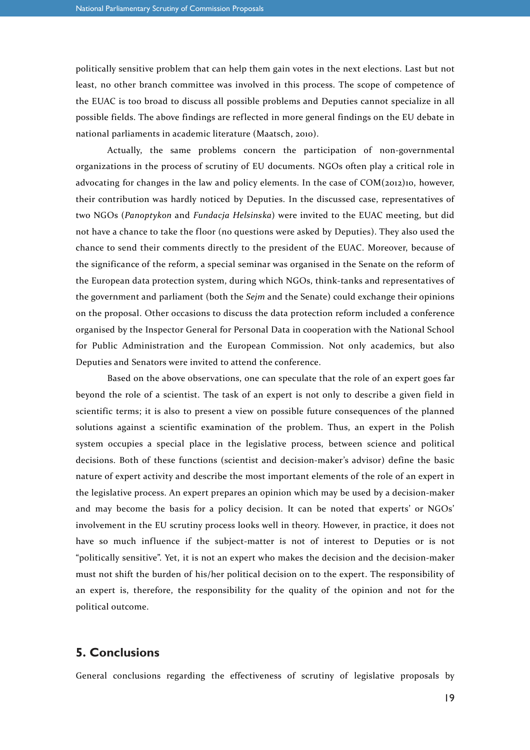politically sensitive problem that can help them gain votes in the next elections. Last but not least, no other branch committee was involved in this process. The scope of competence of the EUAC is too broad to discuss all possible problems and Deputies cannot specialize in all possible fields. The above findings are reflected in more general findings on the EU debate in national parliaments in academic literature (Maatsch, 2010).

Actually, the same problems concern the participation of non-governmental organizations in the process of scrutiny of EU documents. NGOs often play a critical role in advocating for changes in the law and policy elements. In the case of COM(2012)10, however, their contribution was hardly noticed by Deputies. In the discussed case, representatives of two NGOs (*Panoptykon* and *Fundacja Helsinska*) were invited to the EUAC meeting, but did not have a chance to take the floor (no questions were asked by Deputies). They also used the chance to send their comments directly to the president of the EUAC. Moreover, because of the significance of the reform, a special seminar was organised in the Senate on the reform of the European data protection system, during which NGOs, think-tanks and representatives of the government and parliament (both the *Sejm* and the Senate) could exchange their opinions on the proposal. Other occasions to discuss the data protection reform included a conference organised by the Inspector General for Personal Data in cooperation with the National School for Public Administration and the European Commission. Not only academics, but also Deputies and Senators were invited to attend the conference.

Based on the above observations, one can speculate that the role of an expert goes far beyond the role of a scientist. The task of an expert is not only to describe a given field in scientific terms; it is also to present a view on possible future consequences of the planned solutions against a scientific examination of the problem. Thus, an expert in the Polish system occupies a special place in the legislative process, between science and political decisions. Both of these functions (scientist and decision-maker's advisor) define the basic nature of expert activity and describe the most important elements of the role of an expert in the legislative process. An expert prepares an opinion which may be used by a decision-maker and may become the basis for a policy decision. It can be noted that experts' or NGOs' involvement in the EU scrutiny process looks well in theory. However, in practice, it does not have so much influence if the subject-matter is not of interest to Deputies or is not "politically sensitive". Yet, it is not an expert who makes the decision and the decision-maker must not shift the burden of his/her political decision on to the expert. The responsibility of an expert is, therefore, the responsibility for the quality of the opinion and not for the political outcome.

## 5. Conclusions

General conclusions regarding the effectiveness of scrutiny of legislative proposals by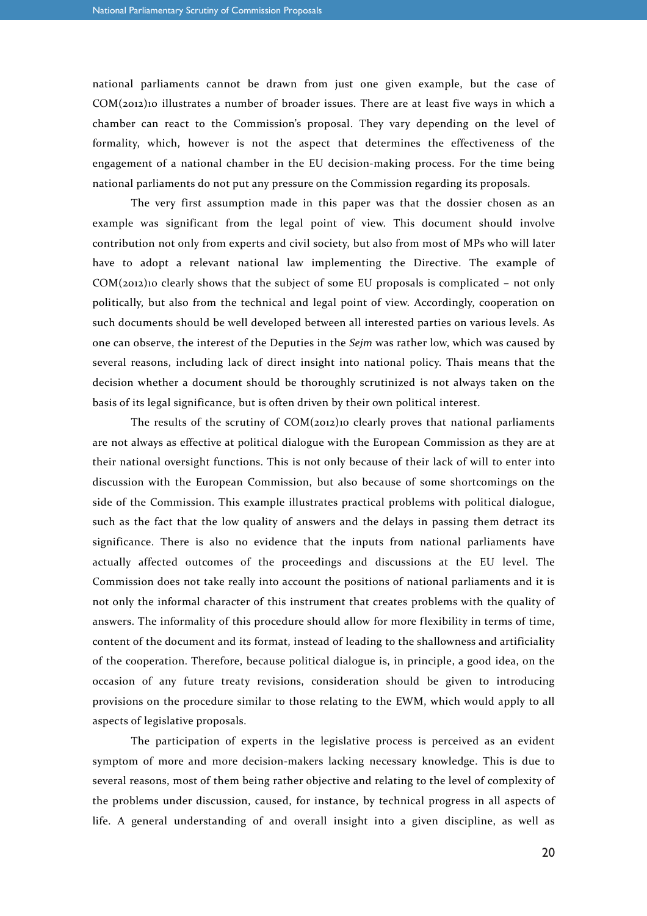national parliaments cannot be drawn from just one given example, but the case of COM(2012)10 illustrates a number of broader issues. There are at least five ways in which a chamber can react to the Commission's proposal. They vary depending on the level of formality, which, however is not the aspect that determines the effectiveness of the engagement of a national chamber in the EU decision-making process. For the time being national parliaments do not put any pressure on the Commission regarding its proposals.

The very first assumption made in this paper was that the dossier chosen as an example was significant from the legal point of view. This document should involve contribution not only from experts and civil society, but also from most of MPs who will later have to adopt a relevant national law implementing the Directive. The example of COM(2012)10 clearly shows that the subject of some EU proposals is complicated – not only politically, but also from the technical and legal point of view. Accordingly, cooperation on such documents should be well developed between all interested parties on various levels. As one can observe, the interest of the Deputies in the *Sejm* was rather low, which was caused by several reasons, including lack of direct insight into national policy. Thais means that the decision whether a document should be thoroughly scrutinized is not always taken on the basis of its legal significance, but is often driven by their own political interest.

The results of the scrutiny of COM(2012)10 clearly proves that national parliaments are not always as effective at political dialogue with the European Commission as they are at their national oversight functions. This is not only because of their lack of will to enter into discussion with the European Commission, but also because of some shortcomings on the side of the Commission. This example illustrates practical problems with political dialogue, such as the fact that the low quality of answers and the delays in passing them detract its significance. There is also no evidence that the inputs from national parliaments have actually affected outcomes of the proceedings and discussions at the EU level. The Commission does not take really into account the positions of national parliaments and it is not only the informal character of this instrument that creates problems with the quality of answers. The informality of this procedure should allow for more flexibility in terms of time, content of the document and its format, instead of leading to the shallowness and artificiality of the cooperation. Therefore, because political dialogue is, in principle, a good idea, on the occasion of any future treaty revisions, consideration should be given to introducing provisions on the procedure similar to those relating to the EWM, which would apply to all aspects of legislative proposals.

The participation of experts in the legislative process is perceived as an evident symptom of more and more decision-makers lacking necessary knowledge. This is due to several reasons, most of them being rather objective and relating to the level of complexity of the problems under discussion, caused, for instance, by technical progress in all aspects of life. A general understanding of and overall insight into a given discipline, as well as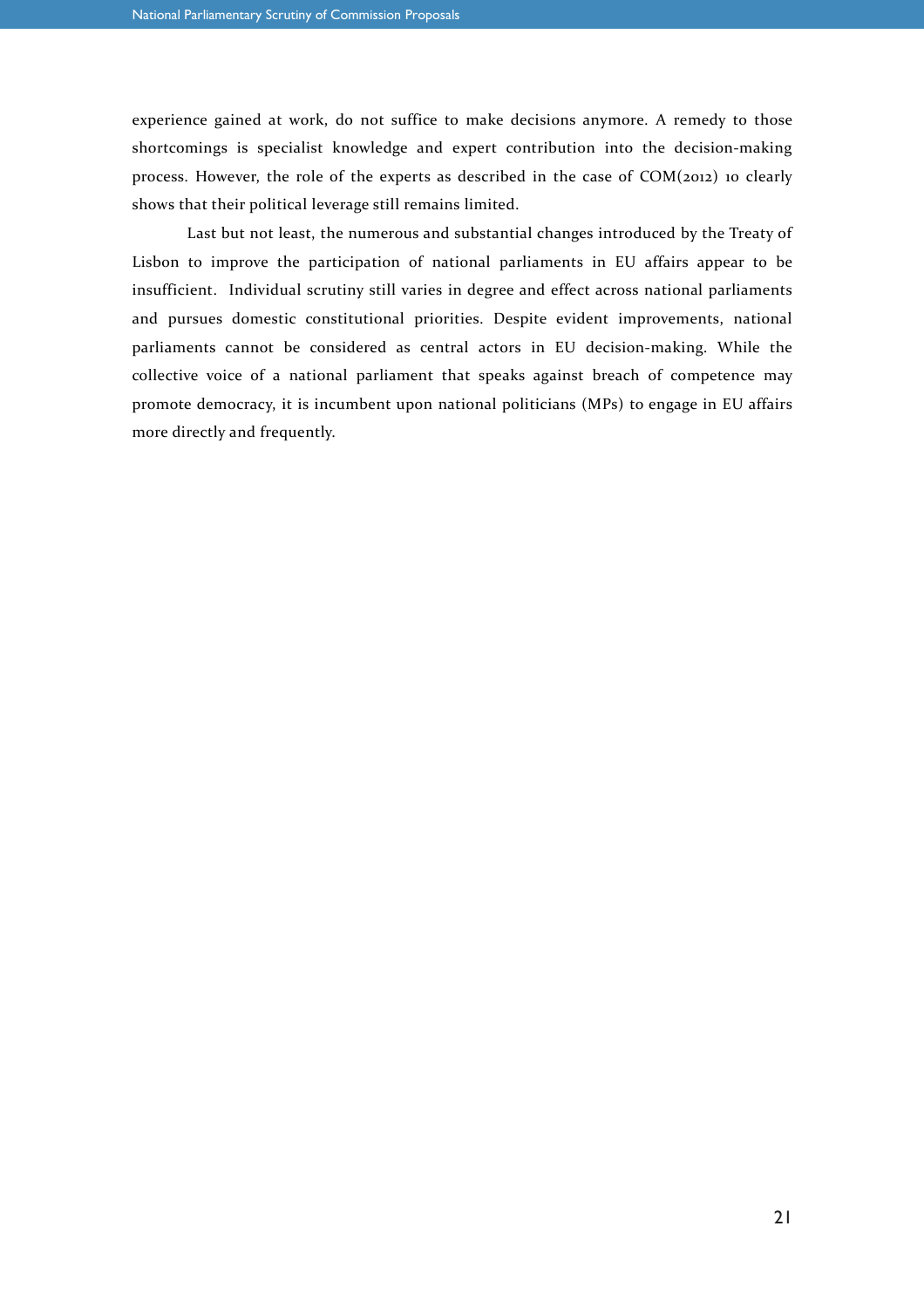experience gained at work, do not suffice to make decisions anymore. A remedy to those shortcomings is specialist knowledge and expert contribution into the decision-making process. However, the role of the experts as described in the case of COM(2012) 10 clearly shows that their political leverage still remains limited.

Last but not least, the numerous and substantial changes introduced by the Treaty of Lisbon to improve the participation of national parliaments in EU affairs appear to be insufficient. Individual scrutiny still varies in degree and effect across national parliaments and pursues domestic constitutional priorities. Despite evident improvements, national parliaments cannot be considered as central actors in EU decision-making. While the collective voice of a national parliament that speaks against breach of competence may promote democracy, it is incumbent upon national politicians (MPs) to engage in EU affairs more directly and frequently.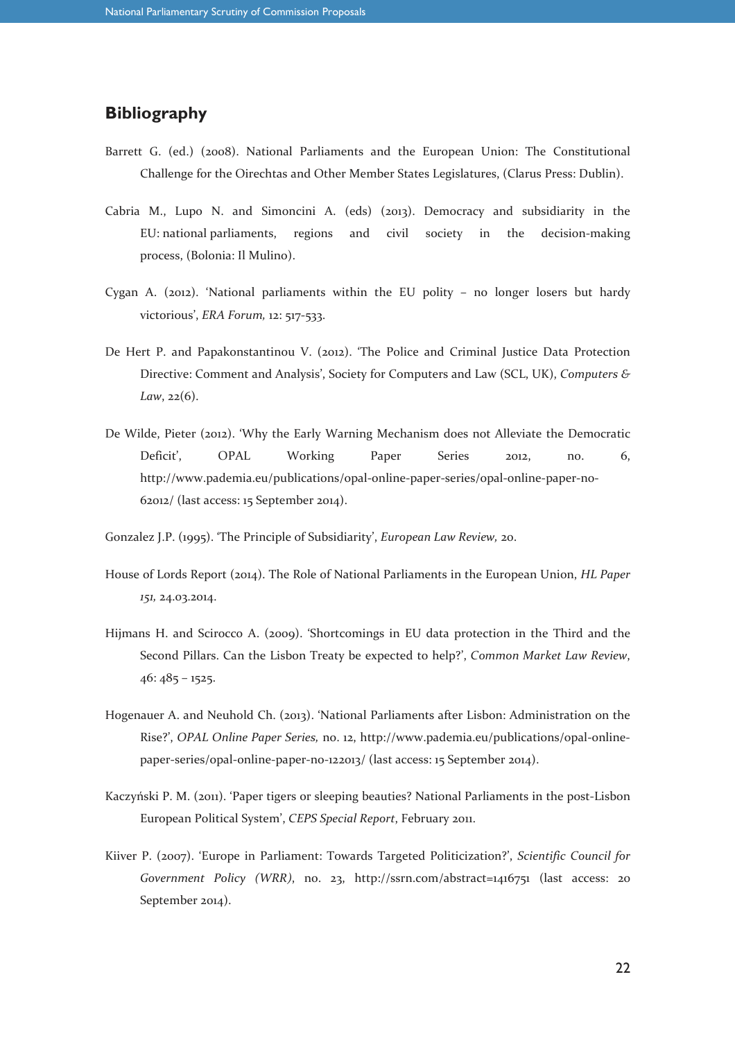## Bibliography

Barrett G. (ed.) (2008). National Parliaments and the European Union: The Constitutional Challenge for the Oirechtas and Other Member States Legislatures, (Clarus Press: Dublin).

Cabria M., Lupo N. and Simoncini A. (eds) (2013). Democracy and subsidiarity in the EU: national parliaments, regions and civil society in the decision-making process, (Bolonia: Il Mulino).

Cygan A. (2012). 'National parliaments within the EU polity – no longer losers but hardy victorious', *ERA Forum,* 12: 517-533.

De Hert P. and Papakonstantinou V. (2012). 'The Police and Criminal Justice Data Protection Directive: Comment and Analysis', Society for Computers and Law (SCL, UK), *Computers & Law*, 22(6).

De Wilde, Pieter (2012). 'Why the Early Warning Mechanism does not Alleviate the Democratic Deficit', OPAL Working Paper Series 2012, no. 6, http://www.pademia.eu/publications/opal-online-paper-series/opal-online-paper-no-62012/ (last access: 15 September 2014).

Gonzalez J.P. (1995). 'The Principle of Subsidiarity', *European Law Review,* 20.

House of Lords Report (2014). The Role of National Parliaments in the European Union, *HL Paper 151,* 24.03.2014.

Hijmans H. and Scirocco A. (2009). 'Shortcomings in EU data protection in the Third and the Second Pillars. Can the Lisbon Treaty be expected to help?', *Common Market Law Review*, 46: 485 – 1525.

Hogenauer A. and Neuhold Ch. (2013). 'National Parliaments after Lisbon: Administration on the Rise?', *OPAL Online Paper Series,* no. 12, http://www.pademia.eu/publications/opal-online-paper-series/opal-online-paper-no-122013/ (last access: 15 September 2014).

Kaczyński P. M. (2011). 'Paper tigers or sleeping beauties? National Parliaments in the post-Lisbon European Political System', *CEPS Special Report*, February 2011.

Kiiver P. (2007). 'Europe in Parliament: Towards Targeted Politicization?', *Scientific Council for Government Policy (WRR)*, no. 23, http://ssrn.com/abstract=1416751 (last access: 20 September 2014).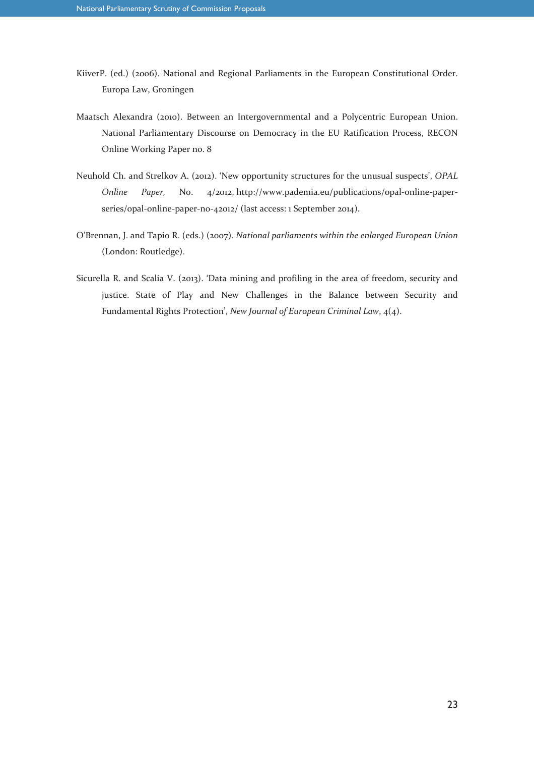KiiverP. (ed.) (2006). National and Regional Parliaments in the European Constitutional Order. Europa Law, Groningen

Maatsch Alexandra (2010). Between an Intergovernmental and a Polycentric European Union. National Parliamentary Discourse on Democracy in the EU Ratification Process, RECON Online Working Paper no. 8

Neuhold Ch. and Strelkov A. (2012). 'New opportunity structures for the unusual suspects', *OPAL Online Paper,* No. 4/2012, http://www.pademia.eu/publications/opal-online-paper-series/opal-online-paper-no-42012/ (last access: 1 September 2014).

O'Brennan, J. and Tapio R. (eds.) (2007). *National parliaments within the enlarged European Union* (London: Routledge).

Sicurella R. and Scalia V. (2013). 'Data mining and profiling in the area of freedom, security and justice. State of Play and New Challenges in the Balance between Security and Fundamental Rights Protection', *New Journal of European Criminal Law*, 4(4).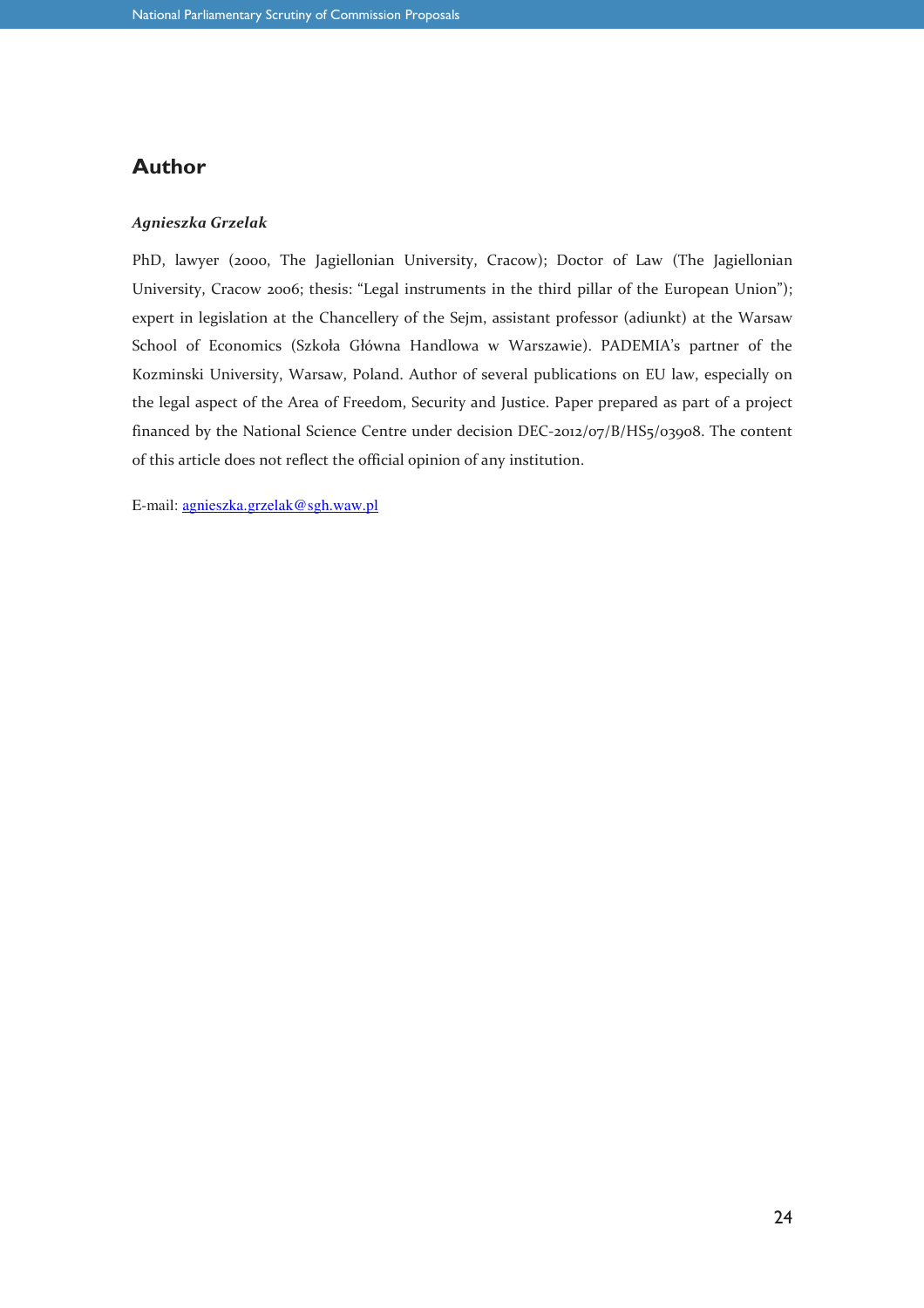## Author

***Agnieszka Grzelak***

PhD, lawyer (2000, The Jagiellonian University, Cracow); Doctor of Law (The Jagiellonian University, Cracow 2006; thesis: "Legal instruments in the third pillar of the European Union"); expert in legislation at the Chancellery of the Sejm, assistant professor (adiunkt) at the Warsaw School of Economics (Szkoła Główna Handlowa w Warszawie). PADEMIA's partner of the Kozminski University, Warsaw, Poland. Author of several publications on EU law, especially on the legal aspect of the Area of Freedom, Security and Justice. Paper prepared as part of a project financed by the National Science Centre under decision DEC-2012/07/B/HS5/03908. The content of this article does not reflect the official opinion of any institution.

E-mail: agnieszka.grzelak@sgh.waw.pl